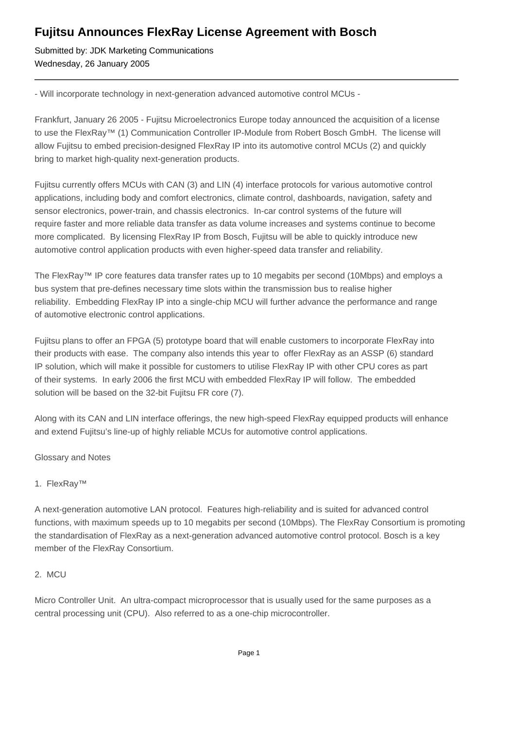# Fujitsu Announces FlexRay License Agreement with Bosch

Submitted by: JDK Marketing Communications
Wednesday, 26 January 2005

---

- Will incorporate technology in next-generation advanced automotive control MCUs -

Frankfurt, January 26 2005 - Fujitsu Microelectronics Europe today announced the acquisition of a license to use the FlexRay™ (1) Communication Controller IP-Module from Robert Bosch GmbH. The license will allow Fujitsu to embed precision-designed FlexRay IP into its automotive control MCUs (2) and quickly bring to market high-quality next-generation products.

Fujitsu currently offers MCUs with CAN (3) and LIN (4) interface protocols for various automotive control applications, including body and comfort electronics, climate control, dashboards, navigation, safety and sensor electronics, power-train, and chassis electronics. In-car control systems of the future will require faster and more reliable data transfer as data volume increases and systems continue to become more complicated. By licensing FlexRay IP from Bosch, Fujitsu will be able to quickly introduce new automotive control application products with even higher-speed data transfer and reliability.

The FlexRay™ IP core features data transfer rates up to 10 megabits per second (10Mbps) and employs a bus system that pre-defines necessary time slots within the transmission bus to realise higher reliability. Embedding FlexRay IP into a single-chip MCU will further advance the performance and range of automotive electronic control applications.

Fujitsu plans to offer an FPGA (5) prototype board that will enable customers to incorporate FlexRay into their products with ease. The company also intends this year to offer FlexRay as an ASSP (6) standard IP solution, which will make it possible for customers to utilise FlexRay IP with other CPU cores as part of their systems. In early 2006 the first MCU with embedded FlexRay IP will follow. The embedded solution will be based on the 32-bit Fujitsu FR core (7).

Along with its CAN and LIN interface offerings, the new high-speed FlexRay equipped products will enhance and extend Fujitsu's line-up of highly reliable MCUs for automotive control applications.

Glossary and Notes

1. FlexRay™

A next-generation automotive LAN protocol. Features high-reliability and is suited for advanced control functions, with maximum speeds up to 10 megabits per second (10Mbps). The FlexRay Consortium is promoting the standardisation of FlexRay as a next-generation advanced automotive control protocol. Bosch is a key member of the FlexRay Consortium.

2. MCU

Micro Controller Unit. An ultra-compact microprocessor that is usually used for the same purposes as a central processing unit (CPU). Also referred to as a one-chip microcontroller.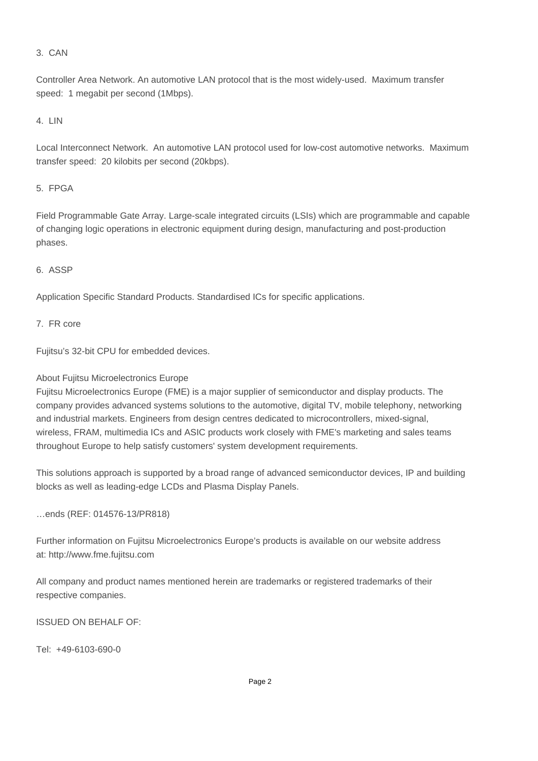3. CAN

Controller Area Network. An automotive LAN protocol that is the most widely-used. Maximum transfer speed: 1 megabit per second (1Mbps).

4. LIN

Local Interconnect Network. An automotive LAN protocol used for low-cost automotive networks. Maximum transfer speed: 20 kilobits per second (20kbps).

5. FPGA

Field Programmable Gate Array. Large-scale integrated circuits (LSIs) which are programmable and capable of changing logic operations in electronic equipment during design, manufacturing and post-production phases.

6. ASSP

Application Specific Standard Products. Standardised ICs for specific applications.

7. FR core

Fujitsu's 32-bit CPU for embedded devices.

About Fujitsu Microelectronics Europe
Fujitsu Microelectronics Europe (FME) is a major supplier of semiconductor and display products. The company provides advanced systems solutions to the automotive, digital TV, mobile telephony, networking and industrial markets. Engineers from design centres dedicated to microcontrollers, mixed-signal, wireless, FRAM, multimedia ICs and ASIC products work closely with FME's marketing and sales teams throughout Europe to help satisfy customers' system development requirements.

This solutions approach is supported by a broad range of advanced semiconductor devices, IP and building blocks as well as leading-edge LCDs and Plasma Display Panels.

…ends (REF: 014576-13/PR818)

Further information on Fujitsu Microelectronics Europe's products is available on our website address at: http://www.fme.fujitsu.com

All company and product names mentioned herein are trademarks or registered trademarks of their respective companies.

ISSUED ON BEHALF OF:

Tel: +49-6103-690-0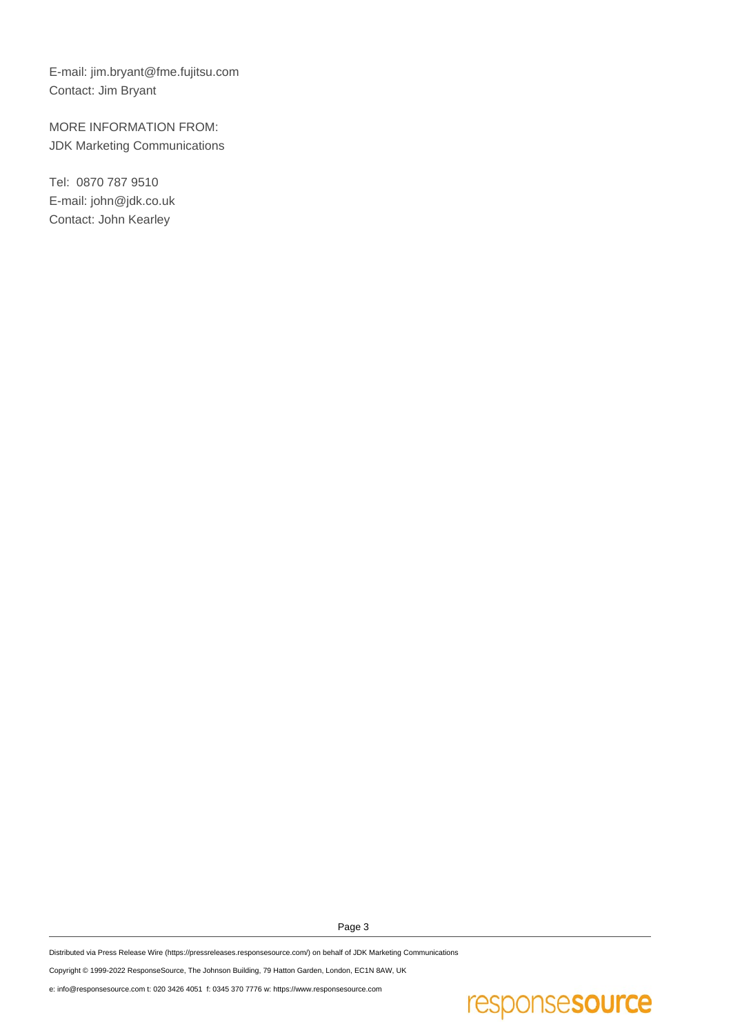E-mail: jim.bryant@fme.fujitsu.com
Contact: Jim Bryant

MORE INFORMATION FROM:
JDK Marketing Communications

Tel: 0870 787 9510
E-mail: john@jdk.co.uk
Contact: John Kearley